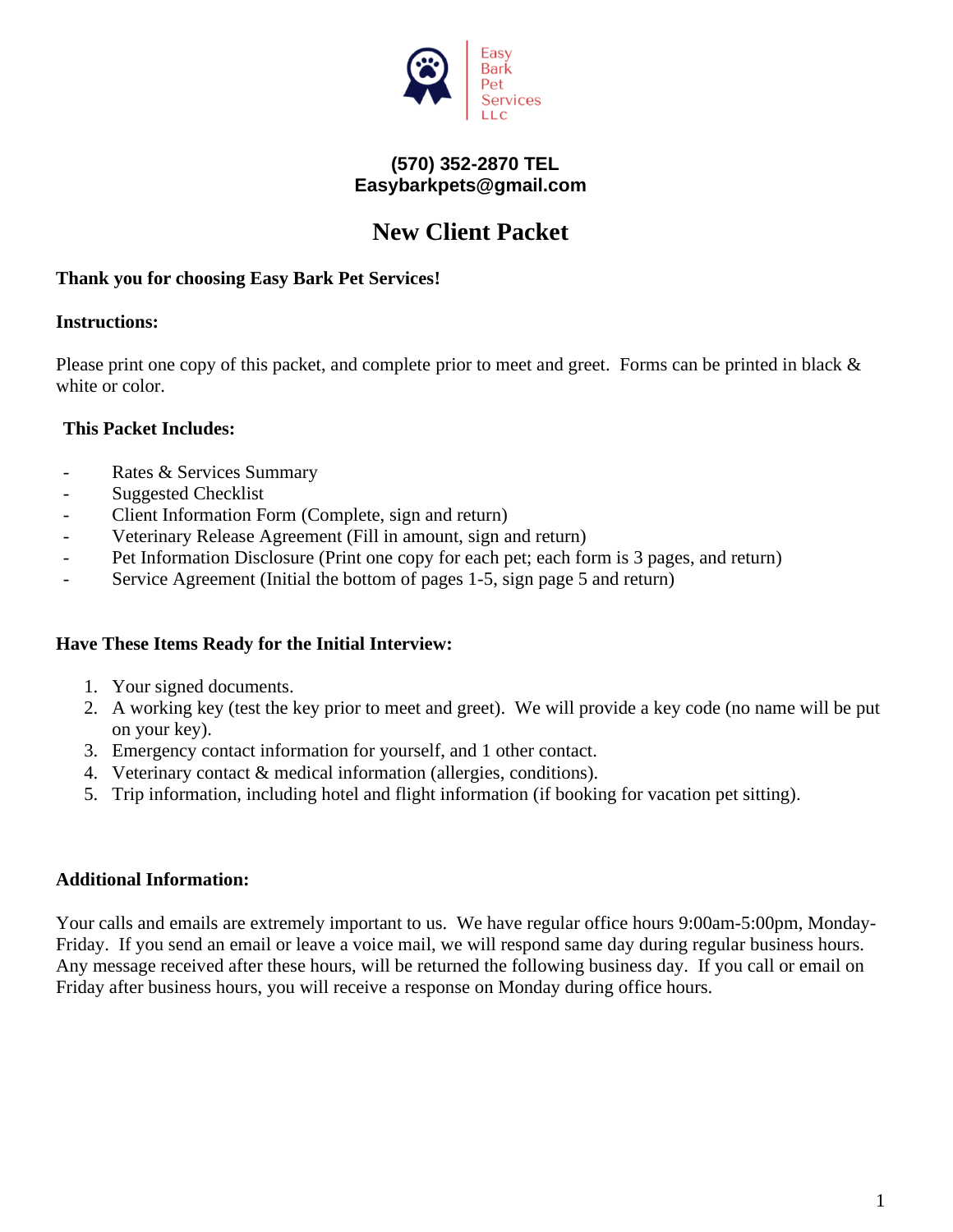Easy Bark Pet Services LLC

**(570) 352-2870 TEL**
**Easybarkpets@gmail.com**

# New Client Packet

**Thank you for choosing Easy Bark Pet Services!**

**Instructions:**

Please print one copy of this packet, and complete prior to meet and greet. Forms can be printed in black & white or color.

**This Packet Includes:**

- Rates & Services Summary
- Suggested Checklist
- Client Information Form (Complete, sign and return)
- Veterinary Release Agreement (Fill in amount, sign and return)
- Pet Information Disclosure (Print one copy for each pet; each form is 3 pages, and return)
- Service Agreement (Initial the bottom of pages 1-5, sign page 5 and return)

**Have These Items Ready for the Initial Interview:**

1. Your signed documents.
2. A working key (test the key prior to meet and greet). We will provide a key code (no name will be put on your key).
3. Emergency contact information for yourself, and 1 other contact.
4. Veterinary contact & medical information (allergies, conditions).
5. Trip information, including hotel and flight information (if booking for vacation pet sitting).

**Additional Information:**

Your calls and emails are extremely important to us. We have regular office hours 9:00am-5:00pm, Monday-Friday. If you send an email or leave a voice mail, we will respond same day during regular business hours. Any message received after these hours, will be returned the following business day. If you call or email on Friday after business hours, you will receive a response on Monday during office hours.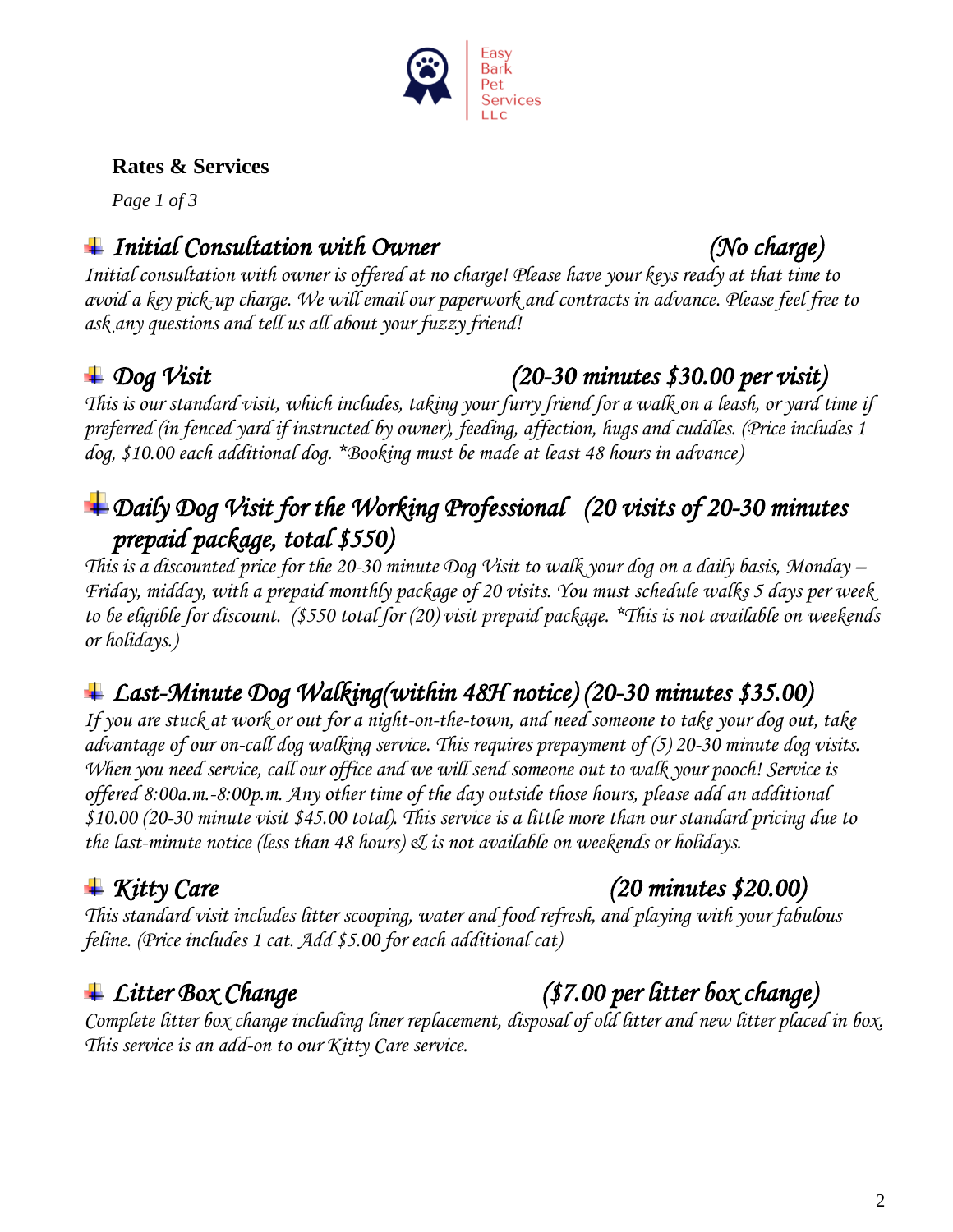Easy Bark Pet Services LLC

**Rates & Services**

*Page 1 of 3*

## *Initial Consultation with Owner (No charge)*

*Initial consultation with owner is offered at no charge! Please have your keys ready at that time to avoid a key pick-up charge. We will email our paperwork and contracts in advance. Please feel free to ask any questions and tell us all about your fuzzy friend!*

## *Dog Visit (20-30 minutes $30.00 per visit)*

*This is our standard visit, which includes, taking your furry friend for a walk on a leash, or yard time if preferred (in fenced yard if instructed by owner), feeding, affection, hugs and cuddles. (Price includes 1 dog, $10.00 each additional dog. *Booking must be made at least 48 hours in advance)*

## *Daily Dog Visit for the Working Professional (20 visits of 20-30 minutes prepaid package, total $550)*

*This is a discounted price for the 20-30 minute Dog Visit to walk your dog on a daily basis, Monday – Friday, midday, with a prepaid monthly package of 20 visits. You must schedule walks 5 days per week to be eligible for discount. ($550 total for (20) visit prepaid package. *This is not available on weekends or holidays.)*

## *Last-Minute Dog Walking(within 48H notice) (20-30 minutes $35.00)*

*If you are stuck at work or out for a night-on-the-town, and need someone to take your dog out, take advantage of our on-call dog walking service. This requires prepayment of (5) 20-30 minute dog visits. When you need service, call our office and we will send someone out to walk your pooch! Service is offered 8:00a.m.-8:00p.m. Any other time of the day outside those hours, please add an additional $10.00 (20-30 minute visit $45.00 total). This service is a little more than our standard pricing due to the last-minute notice (less than 48 hours) & is not available on weekends or holidays.*

## *Kitty Care (20 minutes $20.00)*

*This standard visit includes litter scooping, water and food refresh, and playing with your fabulous feline. (Price includes 1 cat. Add $5.00 for each additional cat)*

## *Litter Box Change ($7.00 per litter box change)*

*Complete litter box change including liner replacement, disposal of old litter and new litter placed in box. This service is an add-on to our Kitty Care service.*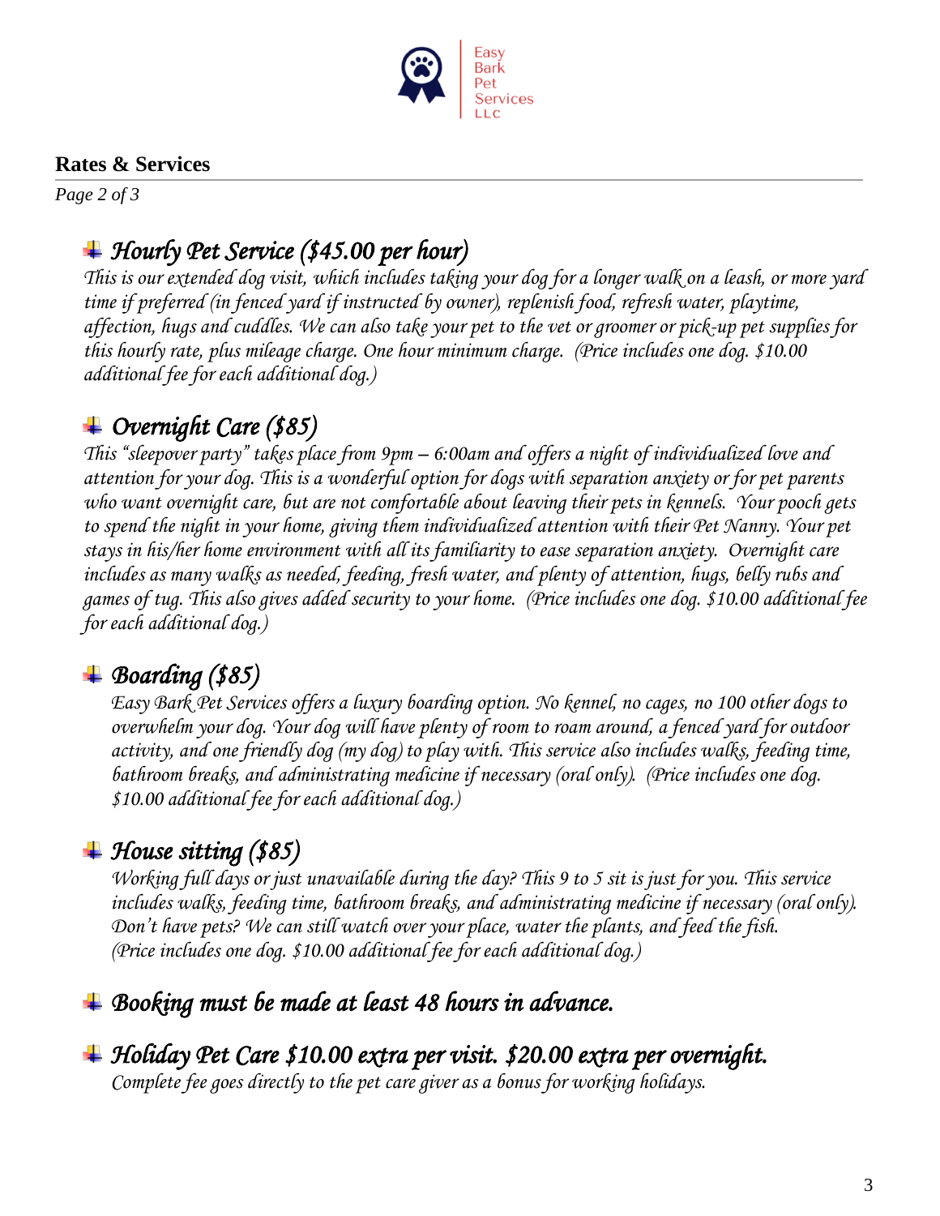**Rates & Services**

*Page 2 of 3*

## *Hourly Pet Service ($45.00 per hour)*

*This is our extended dog visit, which includes taking your dog for a longer walk on a leash, or more yard time if preferred (in fenced yard if instructed by owner), replenish food, refresh water, playtime, affection, hugs and cuddles. We can also take your pet to the vet or groomer or pick-up pet supplies for this hourly rate, plus mileage charge. One hour minimum charge. (Price includes one dog. $10.00 additional fee for each additional dog.)*

## *Overnight Care ($85)*

*This "sleepover party" takes place from 9pm – 6:00am and offers a night of individualized love and attention for your dog. This is a wonderful option for dogs with separation anxiety or for pet parents who want overnight care, but are not comfortable about leaving their pets in kennels. Your pooch gets to spend the night in your home, giving them individualized attention with their Pet Nanny. Your pet stays in his/her home environment with all its familiarity to ease separation anxiety. Overnight care includes as many walks as needed, feeding, fresh water, and plenty of attention, hugs, belly rubs and games of tug. This also gives added security to your home. (Price includes one dog. $10.00 additional fee for each additional dog.)*

## *Boarding ($85)*

*Easy Bark Pet Services offers a luxury boarding option. No kennel, no cages, no 100 other dogs to overwhelm your dog. Your dog will have plenty of room to roam around, a fenced yard for outdoor activity, and one friendly dog (my dog) to play with. This service also includes walks, feeding time, bathroom breaks, and administrating medicine if necessary (oral only). (Price includes one dog. $10.00 additional fee for each additional dog.)*

## *House sitting ($85)*

*Working full days or just unavailable during the day? This 9 to 5 sit is just for you. This service includes walks, feeding time, bathroom breaks, and administrating medicine if necessary (oral only). Don't have pets? We can still watch over your place, water the plants, and feed the fish. (Price includes one dog. $10.00 additional fee for each additional dog.)*

## *Booking must be made at least 48 hours in advance.*

## *Holiday Pet Care $10.00 extra per visit. $20.00 extra per overnight.*

*Complete fee goes directly to the pet care giver as a bonus for working holidays.*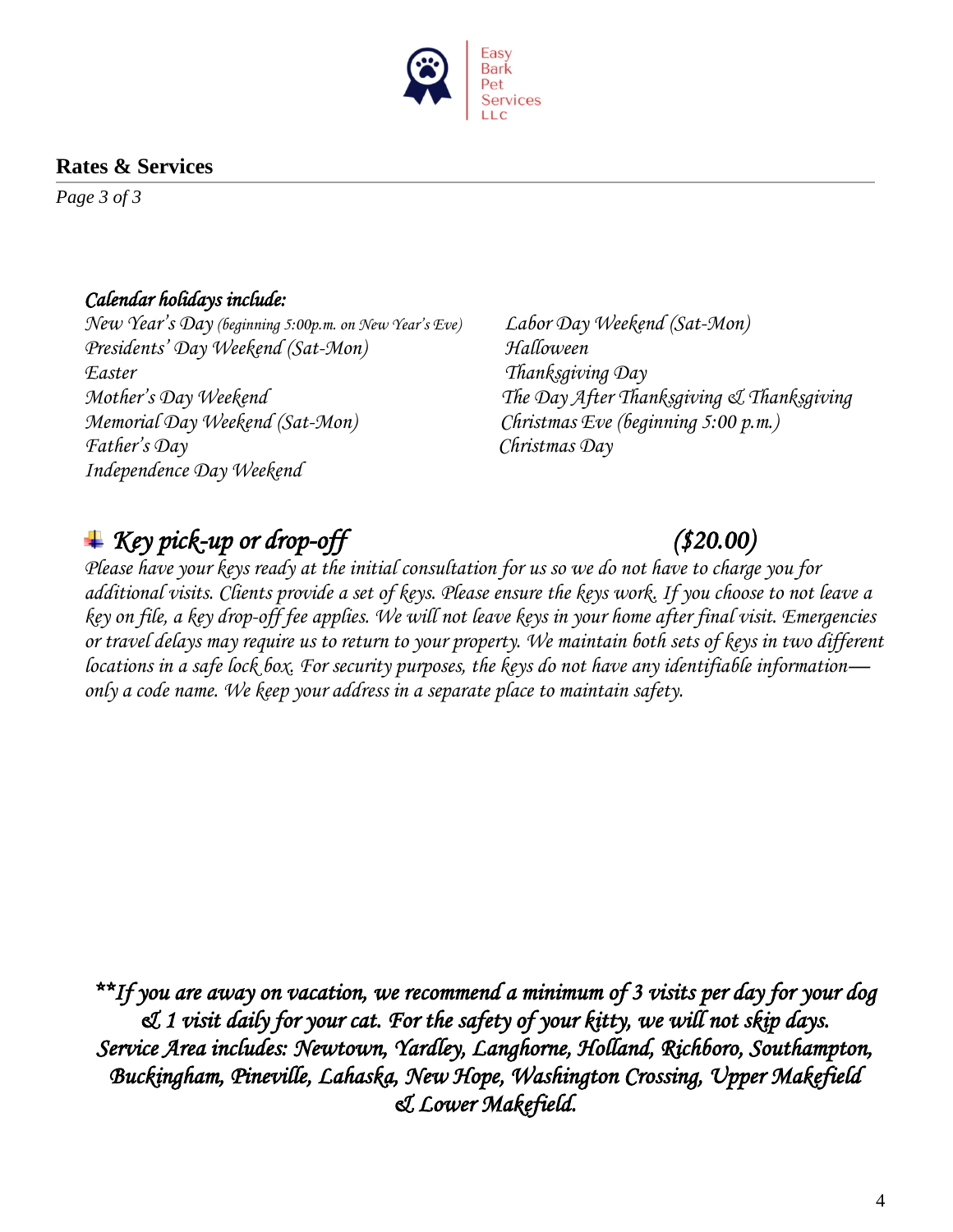## Rates & Services

*Calendar holidays include:*

- *New Year's Day (beginning 5:00p.m. on New Year's Eve)*
- *Presidents' Day Weekend (Sat-Mon)*
- *Easter*
- *Mother's Day Weekend*
- *Memorial Day Weekend (Sat-Mon)*
- *Father's Day*
- *Independence Day Weekend*
- *Labor Day Weekend (Sat-Mon)*
- *Halloween*
- *Thanksgiving Day*
- *The Day After Thanksgiving & Thanksgiving*
- *Christmas Eve (beginning 5:00 p.m.)*
- *Christmas Day*

### *Key pick-up or drop-off ($20.00)*

*Please have your keys ready at the initial consultation for us so we do not have to charge you for additional visits. Clients provide a set of keys. Please ensure the keys work. If you choose to not leave a key on file, a key drop-off fee applies. We will not leave keys in your home after final visit. Emergencies or travel delays may require us to return to your property. We maintain both sets of keys in two different locations in a safe lock box. For security purposes, the keys do not have any identifiable information—only a code name. We keep your address in a separate place to maintain safety.*

***If you are away on vacation, we recommend a minimum of 3 visits per day for your dog & 1 visit daily for your cat. For the safety of your kitty, we will not skip days. Service Area includes: Newtown, Yardley, Langhorne, Holland, Richboro, Southampton, Buckingham, Pineville, Lahaska, New Hope, Washington Crossing, Upper Makefield & Lower Makefield.*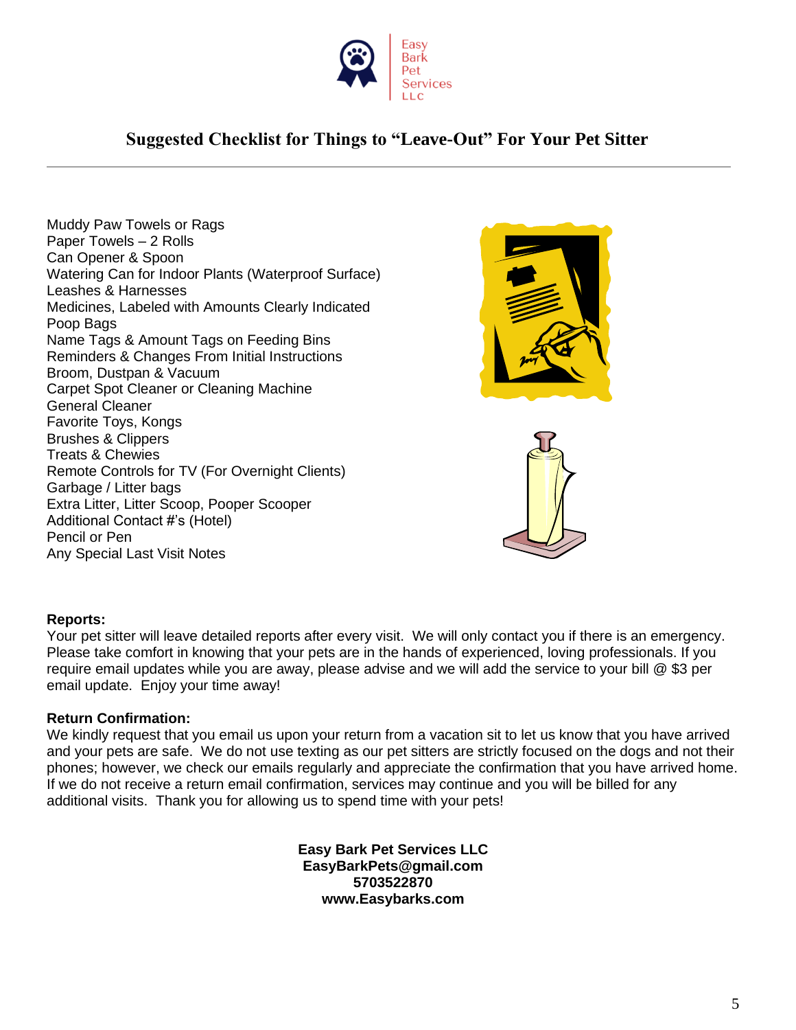Easy Bark Pet Services LLC

# Suggested Checklist for Things to "Leave-Out" For Your Pet Sitter

Muddy Paw Towels or Rags
Paper Towels – 2 Rolls
Can Opener & Spoon
Watering Can for Indoor Plants (Waterproof Surface)
Leashes & Harnesses
Medicines, Labeled with Amounts Clearly Indicated
Poop Bags
Name Tags & Amount Tags on Feeding Bins
Reminders & Changes From Initial Instructions
Broom, Dustpan & Vacuum
Carpet Spot Cleaner or Cleaning Machine
General Cleaner
Favorite Toys, Kongs
Brushes & Clippers
Treats & Chewies
Remote Controls for TV (For Overnight Clients)
Garbage / Litter bags
Extra Litter, Litter Scoop, Pooper Scooper
Additional Contact #'s (Hotel)
Pencil or Pen
Any Special Last Visit Notes

**Reports:**
Your pet sitter will leave detailed reports after every visit. We will only contact you if there is an emergency. Please take comfort in knowing that your pets are in the hands of experienced, loving professionals. If you require email updates while you are away, please advise and we will add the service to your bill @ $3 per email update. Enjoy your time away!

**Return Confirmation:**
We kindly request that you email us upon your return from a vacation sit to let us know that you have arrived and your pets are safe. We do not use texting as our pet sitters are strictly focused on the dogs and not their phones; however, we check our emails regularly and appreciate the confirmation that you have arrived home. If we do not receive a return email confirmation, services may continue and you will be billed for any additional visits. Thank you for allowing us to spend time with your pets!

**Easy Bark Pet Services LLC**
**EasyBarkPets@gmail.com**
**5703522870**
**www.Easybarks.com**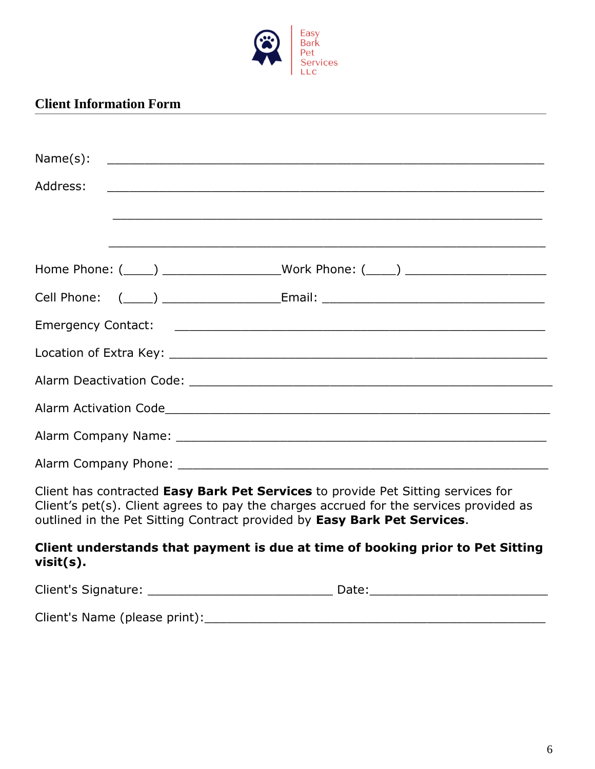Easy Bark Pet Services LLC

## Client Information Form

Name(s): ____________________________________________________

Address: ____________________________________________________

____________________________________________________

____________________________________________________

Home Phone: (____) ________________Work Phone: (____) ____________________

Cell Phone: (____) ________________Email: ________________________________

Emergency Contact: ____________________________________________________

Location of Extra Key: ____________________________________________________

Alarm Deactivation Code: ____________________________________________________

Alarm Activation Code____________________________________________________

Alarm Company Name: ____________________________________________________

Alarm Company Phone: ____________________________________________________

Client has contracted **Easy Bark Pet Services** to provide Pet Sitting services for Client's pet(s). Client agrees to pay the charges accrued for the services provided as outlined in the Pet Sitting Contract provided by **Easy Bark Pet Services**.

**Client understands that payment is due at time of booking prior to Pet Sitting visit(s).**

Client's Signature: __________________________ Date:_________________________

Client's Name (please print):________________________________________________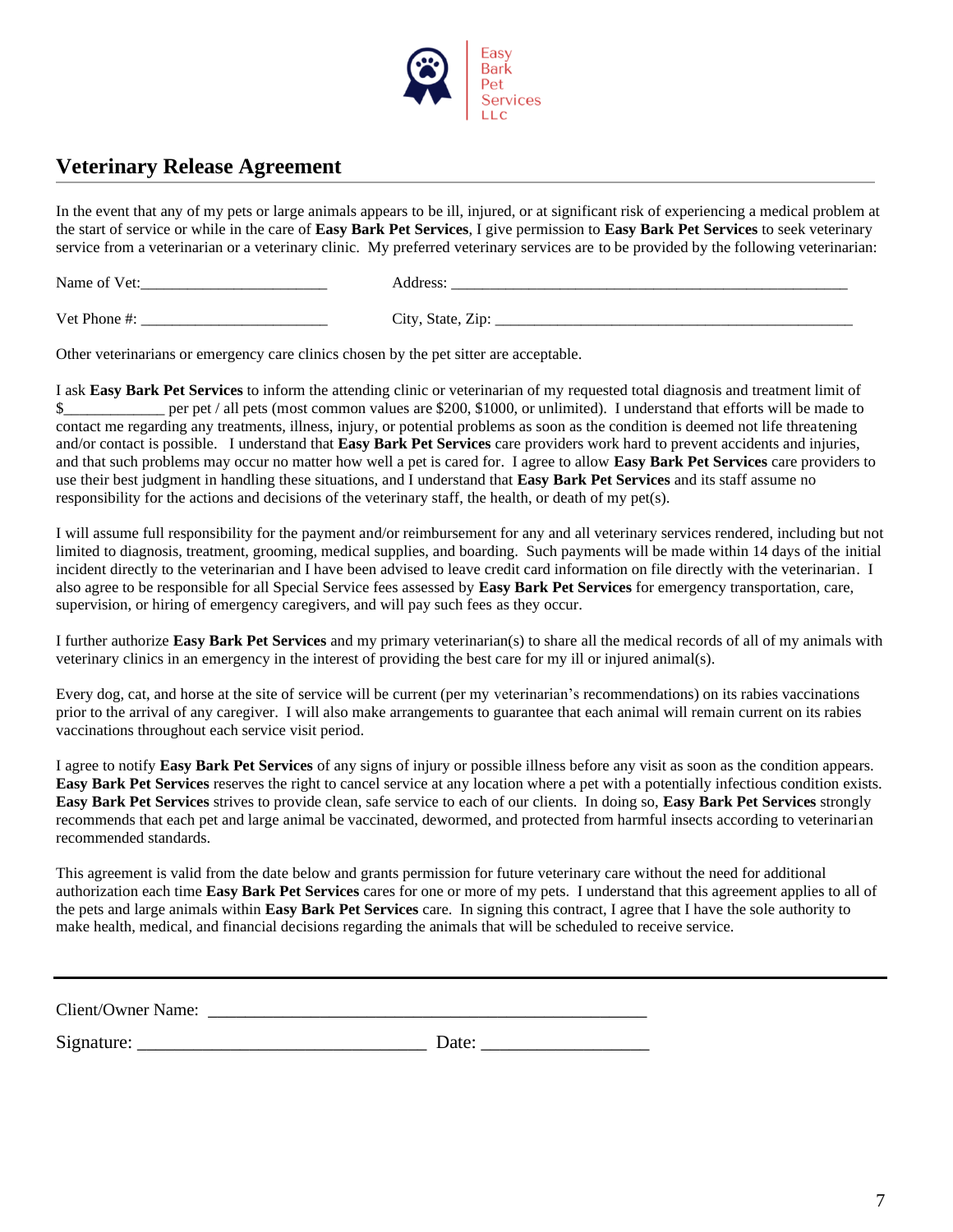Easy Bark Pet Services LLC

## Veterinary Release Agreement

In the event that any of my pets or large animals appears to be ill, injured, or at significant risk of experiencing a medical problem at the start of service or while in the care of **Easy Bark Pet Services**, I give permission to **Easy Bark Pet Services** to seek veterinary service from a veterinarian or a veterinary clinic. My preferred veterinary services are to be provided by the following veterinarian:

Name of Vet:_______________________ Address: ___________________________________________________

Vet Phone #: _______________________ City, State, Zip: _____________________________________________

Other veterinarians or emergency care clinics chosen by the pet sitter are acceptable.

I ask **Easy Bark Pet Services** to inform the attending clinic or veterinarian of my requested total diagnosis and treatment limit of $____________ per pet / all pets (most common values are $200, $1000, or unlimited). I understand that efforts will be made to contact me regarding any treatments, illness, injury, or potential problems as soon as the condition is deemed not life threatening and/or contact is possible. I understand that **Easy Bark Pet Services** care providers work hard to prevent accidents and injuries, and that such problems may occur no matter how well a pet is cared for. I agree to allow **Easy Bark Pet Services** care providers to use their best judgment in handling these situations, and I understand that **Easy Bark Pet Services** and its staff assume no responsibility for the actions and decisions of the veterinary staff, the health, or death of my pet(s).

I will assume full responsibility for the payment and/or reimbursement for any and all veterinary services rendered, including but not limited to diagnosis, treatment, grooming, medical supplies, and boarding. Such payments will be made within 14 days of the initial incident directly to the veterinarian and I have been advised to leave credit card information on file directly with the veterinarian. I also agree to be responsible for all Special Service fees assessed by **Easy Bark Pet Services** for emergency transportation, care, supervision, or hiring of emergency caregivers, and will pay such fees as they occur.

I further authorize **Easy Bark Pet Services** and my primary veterinarian(s) to share all the medical records of all of my animals with veterinary clinics in an emergency in the interest of providing the best care for my ill or injured animal(s).

Every dog, cat, and horse at the site of service will be current (per my veterinarian's recommendations) on its rabies vaccinations prior to the arrival of any caregiver. I will also make arrangements to guarantee that each animal will remain current on its rabies vaccinations throughout each service visit period.

I agree to notify **Easy Bark Pet Services** of any signs of injury or possible illness before any visit as soon as the condition appears. **Easy Bark Pet Services** reserves the right to cancel service at any location where a pet with a potentially infectious condition exists. **Easy Bark Pet Services** strives to provide clean, safe service to each of our clients. In doing so, **Easy Bark Pet Services** strongly recommends that each pet and large animal be vaccinated, dewormed, and protected from harmful insects according to veterinarian recommended standards.

This agreement is valid from the date below and grants permission for future veterinary care without the need for additional authorization each time **Easy Bark Pet Services** cares for one or more of my pets. I understand that this agreement applies to all of the pets and large animals within **Easy Bark Pet Services** care. In signing this contract, I agree that I have the sole authority to make health, medical, and financial decisions regarding the animals that will be scheduled to receive service.

---

Client/Owner Name: _______________________________________________

Signature: ________________________________ Date: __________________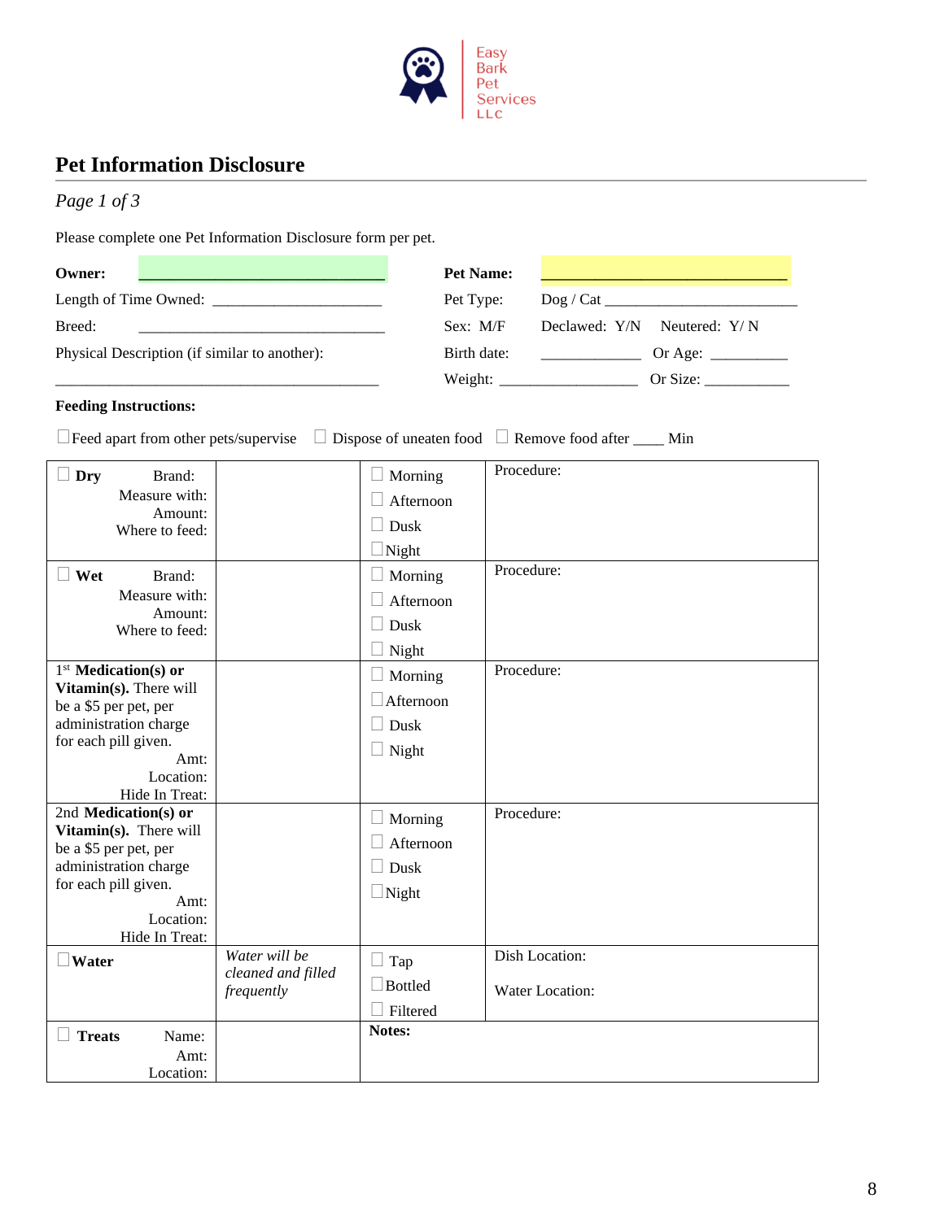Easy Bark Pet Services LLC

## Pet Information Disclosure

*Page 1 of 3*

Please complete one Pet Information Disclosure form per pet.

**Owner:** ______________________________ **Pet Name:** ______________________________

Length of Time Owned: _____________________ Pet Type: Dog / Cat ________________________

Breed: ______________________________ Sex: M/F Declawed: Y/N Neutered: Y/ N

Physical Description (if similar to another): Birth date: ____________ Or Age: __________

________________________________________ Weight: _________________ Or Size: ___________

**Feeding Instructions:**

☐ Feed apart from other pets/supervise ☐ Dispose of uneaten food ☐ Remove food after ____ Min

| | | | |
|---|---|---|---|
| ☐ **Dry** Brand: Measure with: Amount: Where to feed: | | ☐ Morning ☐ Afternoon ☐ Dusk ☐ Night | Procedure: |
| ☐ **Wet** Brand: Measure with: Amount: Where to feed: | | ☐ Morning ☐ Afternoon ☐ Dusk ☐ Night | Procedure: |
| 1st **Medication(s) or Vitamin(s).** There will be a $5 per pet, per administration charge for each pill given. Amt: Location: Hide In Treat: | | ☐ Morning ☐ Afternoon ☐ Dusk ☐ Night | Procedure: |
| 2nd **Medication(s) or Vitamin(s).** There will be a $5 per pet, per administration charge for each pill given. Amt: Location: Hide In Treat: | | ☐ Morning ☐ Afternoon ☐ Dusk ☐ Night | Procedure: |
| ☐ **Water** | *Water will be cleaned and filled frequently* | ☐ Tap ☐ Bottled ☐ Filtered | Dish Location: Water Location: |
| ☐ **Treats** Name: Amt: Location: | | **Notes:** | |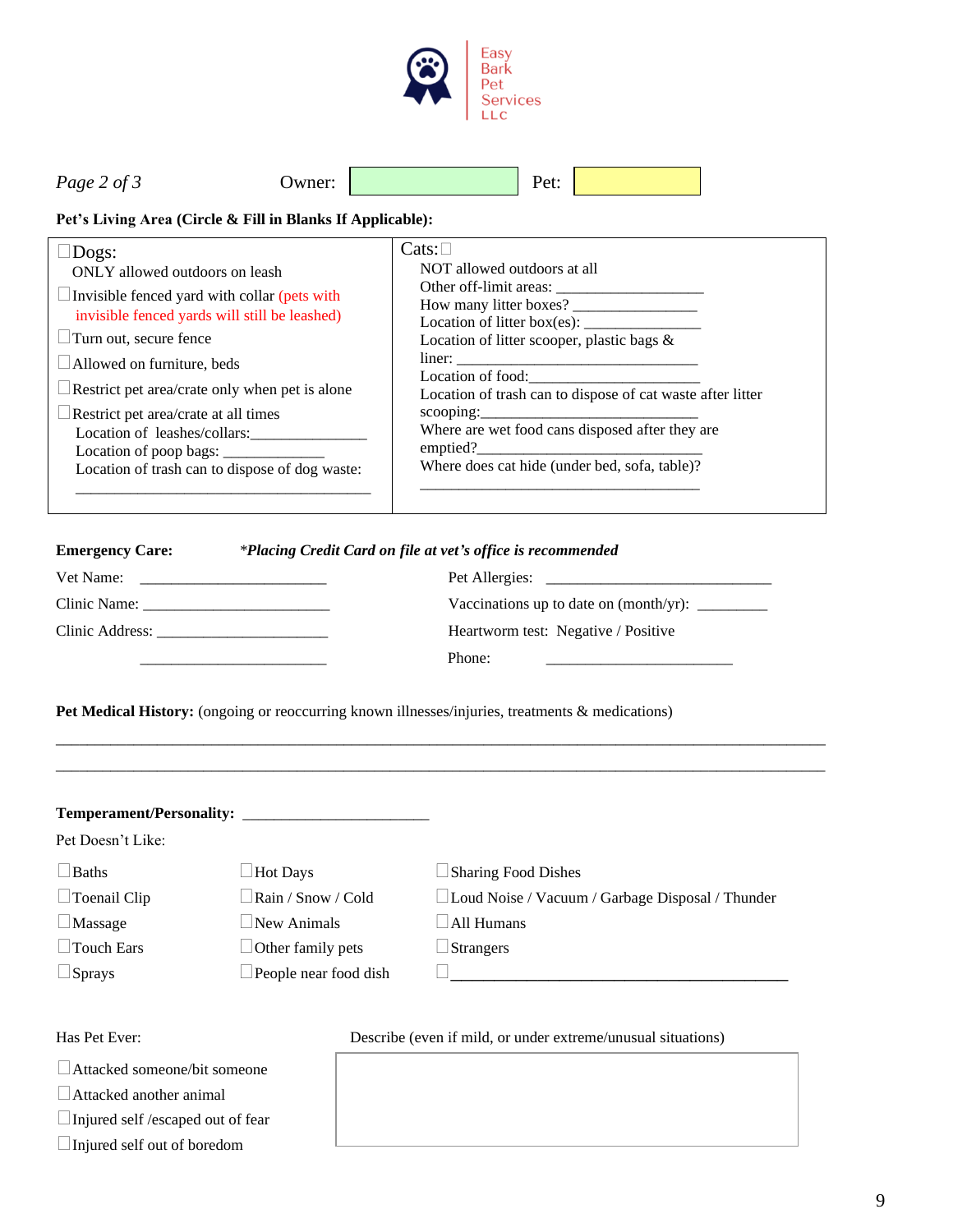Easy Bark Pet Services LLC

*Page 2 of 3* Owner: ____________ Pet: ____________

**Pet's Living Area (Circle & Fill in Blanks If Applicable):**

| ☐Dogs: | Cats:☐ |
|---|---|
| ONLY allowed outdoors on leash<br>☐Invisible fenced yard with collar (pets with invisible fenced yards will still be leashed)<br>☐Turn out, secure fence<br>☐Allowed on furniture, beds<br>☐Restrict pet area/crate only when pet is alone<br>☐Restrict pet area/crate at all times<br>Location of leashes/collars:_______________<br>Location of poop bags: _____________<br>Location of trash can to dispose of dog waste:<br>_________________________________________ | NOT allowed outdoors at all<br>Other off-limit areas: __________________<br>How many litter boxes? _______________<br>Location of litter box(es): _______________<br>Location of litter scooper, plastic bags & liner: ________________________________<br>Location of food:_______________________<br>Location of trash can to dispose of cat waste after litter scooping:___________________________<br>Where are wet food cans disposed after they are emptied?_____________________________<br>Where does cat hide (under bed, sofa, table)?<br>_____________________________________ |

**Emergency Care:** ***Placing Credit Card on file at vet's office is recommended***

Vet Name: ________________________

Clinic Name: ________________________

Clinic Address: ______________________

________________________

Pet Allergies: ____________________________

Vaccinations up to date on (month/yr): _________

Heartworm test: Negative / Positive

Phone: ________________________

**Pet Medical History:** (ongoing or reoccurring known illnesses/injuries, treatments & medications)

_____________________________________________________________________________________

_____________________________________________________________________________________

**Temperament/Personality:** ________________________

Pet Doesn't Like:

| | | |
|---|---|---|
| ☐Baths | ☐Hot Days | ☐Sharing Food Dishes |
| ☐Toenail Clip | ☐Rain / Snow / Cold | ☐Loud Noise / Vacuum / Garbage Disposal / Thunder |
| ☐Massage | ☐New Animals | ☐All Humans |
| ☐Touch Ears | ☐Other family pets | ☐Strangers |
| ☐Sprays | ☐People near food dish | ☐_____________________________________________ |

Has Pet Ever:

☐Attacked someone/bit someone

☐Attacked another animal

☐Injured self /escaped out of fear

☐Injured self out of boredom

Describe (even if mild, or under extreme/unusual situations)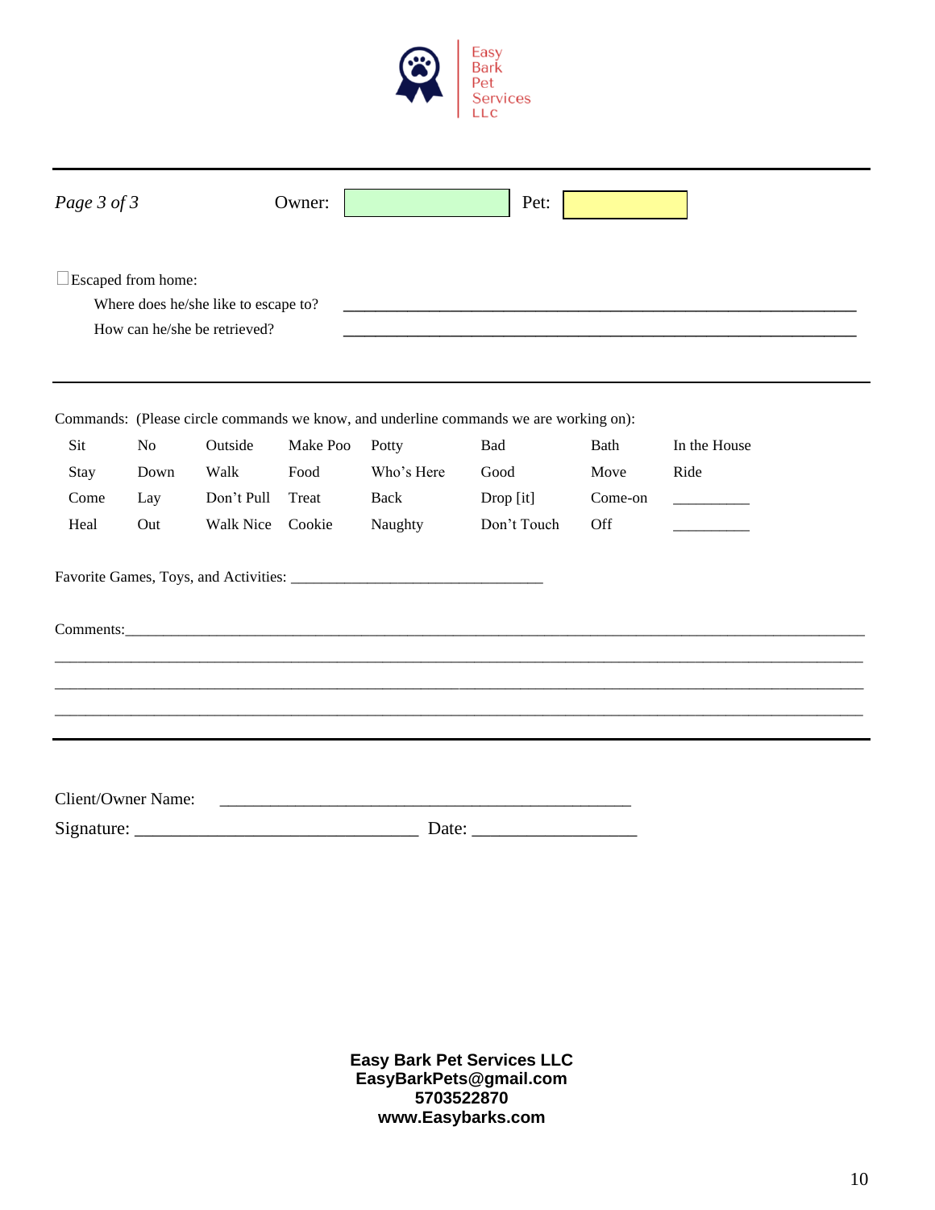Easy Bark Pet Services LLC

*Page 3 of 3* Owner: ____________ Pet: ____________

☐ Escaped from home:

Where does he/she like to escape to? ____________________________________________

How can he/she be retrieved? ____________________________________________

Commands: (Please circle commands we know, and underline commands we are working on):

| | | | | | | | |
|---|---|---|---|---|---|---|---|
| Sit | No | Outside | Make Poo | Potty | Bad | Bath | In the House |
| Stay | Down | Walk | Food | Who's Here | Good | Move | Ride |
| Come | Lay | Don't Pull | Treat | Back | Drop [it] | Come-on | __________ |
| Heal | Out | Walk Nice | Cookie | Naughty | Don't Touch | Off | __________ |

Favorite Games, Toys, and Activities: ________________________________

Comments:______________________________________________________________________________

_______________________________________________________________________________________

_______________________________________________________________________________________

_______________________________________________________________________________________

Client/Owner Name: ____________________________________________________

Signature: ________________________________ Date: __________________

**Easy Bark Pet Services LLC**
**EasyBarkPets@gmail.com**
**5703522870**
**www.Easybarks.com**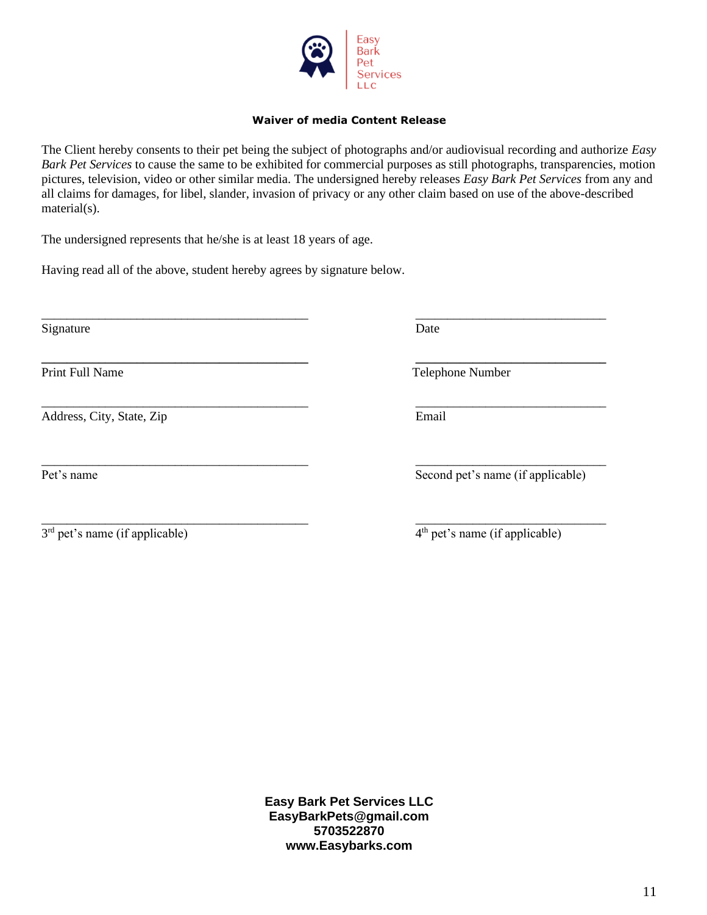Easy Bark Pet Services LLC

**Waiver of media Content Release**

The Client hereby consents to their pet being the subject of photographs and/or audiovisual recording and authorize *Easy Bark Pet Services* to cause the same to be exhibited for commercial purposes as still photographs, transparencies, motion pictures, television, video or other similar media. The undersigned hereby releases *Easy Bark Pet Services* from any and all claims for damages, for libel, slander, invasion of privacy or any other claim based on use of the above-described material(s).

The undersigned represents that he/she is at least 18 years of age.

Having read all of the above, student hereby agrees by signature below.

| | |
|---|---|
| ______________________________ Signature | ______________________________ Date |
| ______________________________ Print Full Name | ______________________________ Telephone Number |
| ______________________________ Address, City, State, Zip | ______________________________ Email |
| ______________________________ Pet's name | ______________________________ Second pet's name (if applicable) |
| ______________________________ 3rd pet's name (if applicable) | ______________________________ 4th pet's name (if applicable) |

**Easy Bark Pet Services LLC**
**EasyBarkPets@gmail.com**
**5703522870**
**www.Easybarks.com**